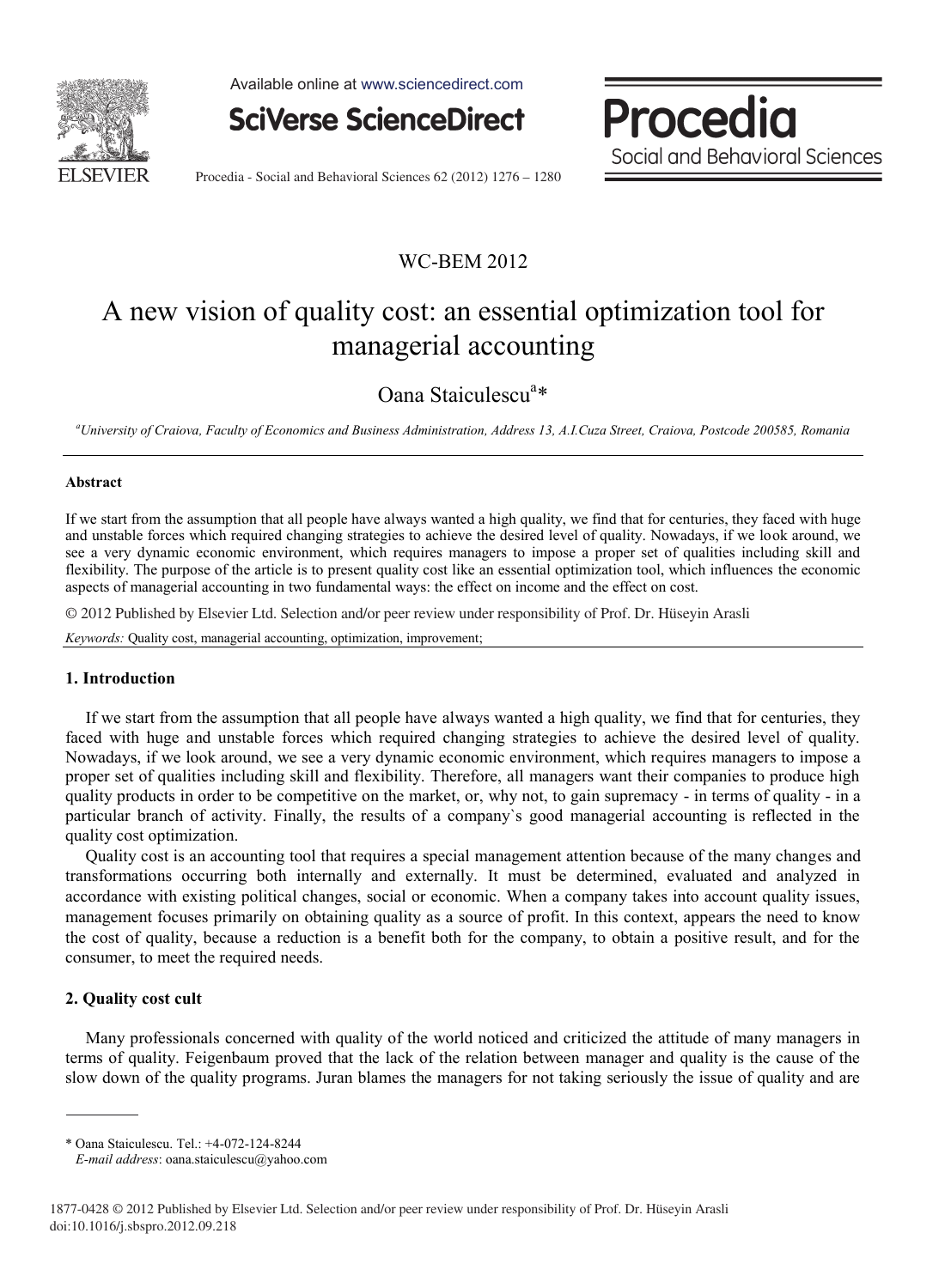WC-BEM 2012

# A new vision of quality cost: an essential optimization tool for managerial accounting

Oana Staiculescu[a]*

[a]*University of Craiova, Faculty of Economics and Business Administration, Address 13, A.I.Cuza Street, Craiova, Postcode 200585, Romania*

**Abstract**

If we start from the assumption that all people have always wanted a high quality, we find that for centuries, they faced with huge and unstable forces which required changing strategies to achieve the desired level of quality. Nowadays, if we look around, we see a very dynamic economic environment, which requires managers to impose a proper set of qualities including skill and flexibility. The purpose of the article is to present quality cost like an essential optimization tool, which influences the economic aspects of managerial accounting in two fundamental ways: the effect on income and the effect on cost.

© 2012 Published by Elsevier Ltd. Selection and/or peer review under responsibility of Prof. Dr. Hüseyin Arasli

*Keywords:* Quality cost, managerial accounting, optimization, improvement;

## 1. Introduction

If we start from the assumption that all people have always wanted a high quality, we find that for centuries, they faced with huge and unstable forces which required changing strategies to achieve the desired level of quality. Nowadays, if we look around, we see a very dynamic economic environment, which requires managers to impose a proper set of qualities including skill and flexibility. Therefore, all managers want their companies to produce high quality products in order to be competitive on the market, or, why not, to gain supremacy - in terms of quality - in a particular branch of activity. Finally, the results of a company`s good managerial accounting is reflected in the quality cost optimization.

Quality cost is an accounting tool that requires a special management attention because of the many changes and transformations occurring both internally and externally. It must be determined, evaluated and analyzed in accordance with existing political changes, social or economic. When a company takes into account quality issues, management focuses primarily on obtaining quality as a source of profit. In this context, appears the need to know the cost of quality, because a reduction is a benefit both for the company, to obtain a positive result, and for the consumer, to meet the required needs.

## 2. Quality cost cult

Many professionals concerned with quality of the world noticed and criticized the attitude of many managers in terms of quality. Feigenbaum proved that the lack of the relation between manager and quality is the cause of the slow down of the quality programs. Juran blames the managers for not taking seriously the issue of quality and are

* Oana Staiculescu. Tel.: +4-072-124-8244
*E-mail address*: oana.staiculescu@yahoo.com

1877-0428 © 2012 Published by Elsevier Ltd. Selection and/or peer review under responsibility of Prof. Dr. Hüseyin Arasli
doi:10.1016/j.sbspro.2012.09.218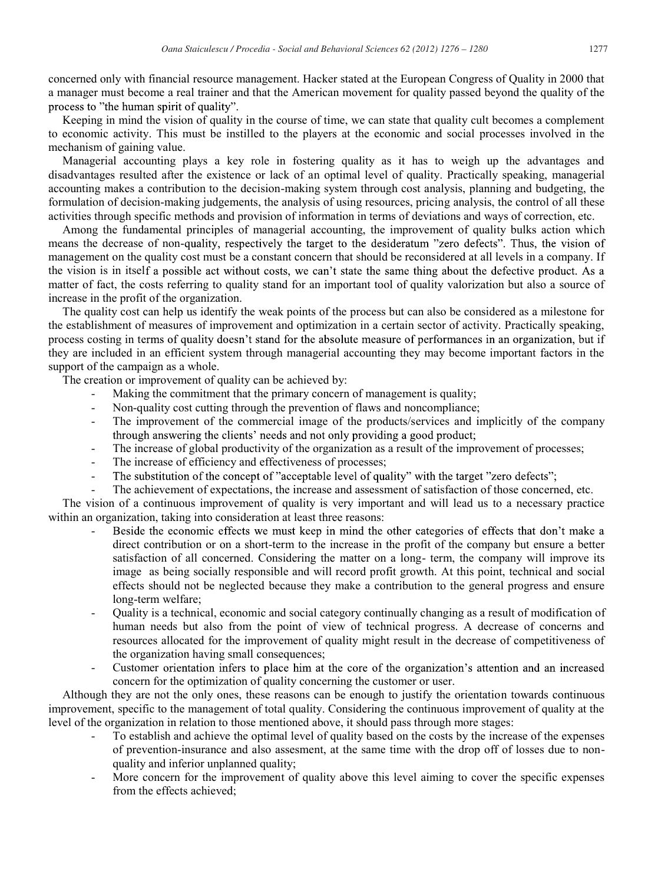concerned only with financial resource management. Hacker stated at the European Congress of Quality in 2000 that a manager must become a real trainer and that the American movement for quality passed beyond the quality of the process to "the human spirit of quality".

Keeping in mind the vision of quality in the course of time, we can state that quality cult becomes a complement to economic activity. This must be instilled to the players at the economic and social processes involved in the mechanism of gaining value.

Managerial accounting plays a key role in fostering quality as it has to weigh up the advantages and disadvantages resulted after the existence or lack of an optimal level of quality. Practically speaking, managerial accounting makes a contribution to the decision-making system through cost analysis, planning and budgeting, the formulation of decision-making judgements, the analysis of using resources, pricing analysis, the control of all these activities through specific methods and provision of information in terms of deviations and ways of correction, etc.

Among the fundamental principles of managerial accounting, the improvement of quality bulks action which means the decrease of non-quality, respectively the target to the desideratum "zero defects". Thus, the vision of management on the quality cost must be a constant concern that should be reconsidered at all levels in a company. If the vision is in itself a possible act without costs, we can't state the same thing about the defective product. As a matter of fact, the costs referring to quality stand for an important tool of quality valorization but also a source of increase in the profit of the organization.

The quality cost can help us identify the weak points of the process but can also be considered as a milestone for the establishment of measures of improvement and optimization in a certain sector of activity. Practically speaking, process costing in terms of quality doesn't stand for the absolute measure of performances in an organization, but if they are included in an efficient system through managerial accounting they may become important factors in the support of the campaign as a whole.

The creation or improvement of quality can be achieved by:

- Making the commitment that the primary concern of management is quality;
- Non-quality cost cutting through the prevention of flaws and noncompliance;
- The improvement of the commercial image of the products/services and implicitly of the company through answering the clients' needs and not only providing a good product;
- The increase of global productivity of the organization as a result of the improvement of processes;
- The increase of efficiency and effectiveness of processes;
- The substitution of the concept of "acceptable level of quality" with the target "zero defects";
- The achievement of expectations, the increase and assessment of satisfaction of those concerned, etc.

The vision of a continuous improvement of quality is very important and will lead us to a necessary practice within an organization, taking into consideration at least three reasons:

- Beside the economic effects we must keep in mind the other categories of effects that don't make a direct contribution or on a short-term to the increase in the profit of the company but ensure a better satisfaction of all concerned. Considering the matter on a long- term, the company will improve its image as being socially responsible and will record profit growth. At this point, technical and social effects should not be neglected because they make a contribution to the general progress and ensure long-term welfare;
- Quality is a technical, economic and social category continually changing as a result of modification of human needs but also from the point of view of technical progress. A decrease of concerns and resources allocated for the improvement of quality might result in the decrease of competitiveness of the organization having small consequences;
- Customer orientation infers to place him at the core of the organization's attention and an increased concern for the optimization of quality concerning the customer or user.

Although they are not the only ones, these reasons can be enough to justify the orientation towards continuous improvement, specific to the management of total quality. Considering the continuous improvement of quality at the level of the organization in relation to those mentioned above, it should pass through more stages:

- To establish and achieve the optimal level of quality based on the costs by the increase of the expenses of prevention-insurance and also assesment, at the same time with the drop off of losses due to non-quality and inferior unplanned quality;
- More concern for the improvement of quality above this level aiming to cover the specific expenses from the effects achieved;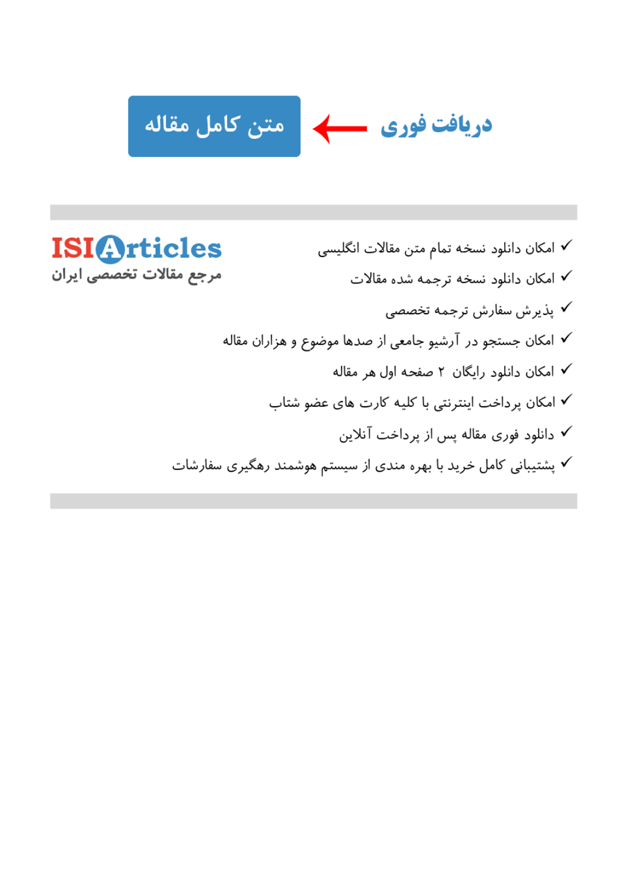دریافت فوری ← متن کامل مقاله

**ISIArticles**
مرجع مقالات تخصصی ایران

- ✓ امکان دانلود نسخه تمام متن مقالات انگلیسی
- ✓ امکان دانلود نسخه ترجمه شده مقالات
- ✓ پذیرش سفارش ترجمه تخصصی
- ✓ امکان جستجو در آرشیو جامعی از صدها موضوع و هزاران مقاله
- ✓ امکان دانلود رایگان ۲ صفحه اول هر مقاله
- ✓ امکان پرداخت اینترنتی با کلیه کارت های عضو شتاب
- ✓ دانلود فوری مقاله پس از پرداخت آنلاین
- ✓ پشتیبانی کامل خرید با بهره مندی از سیستم هوشمند رهگیری سفارشات